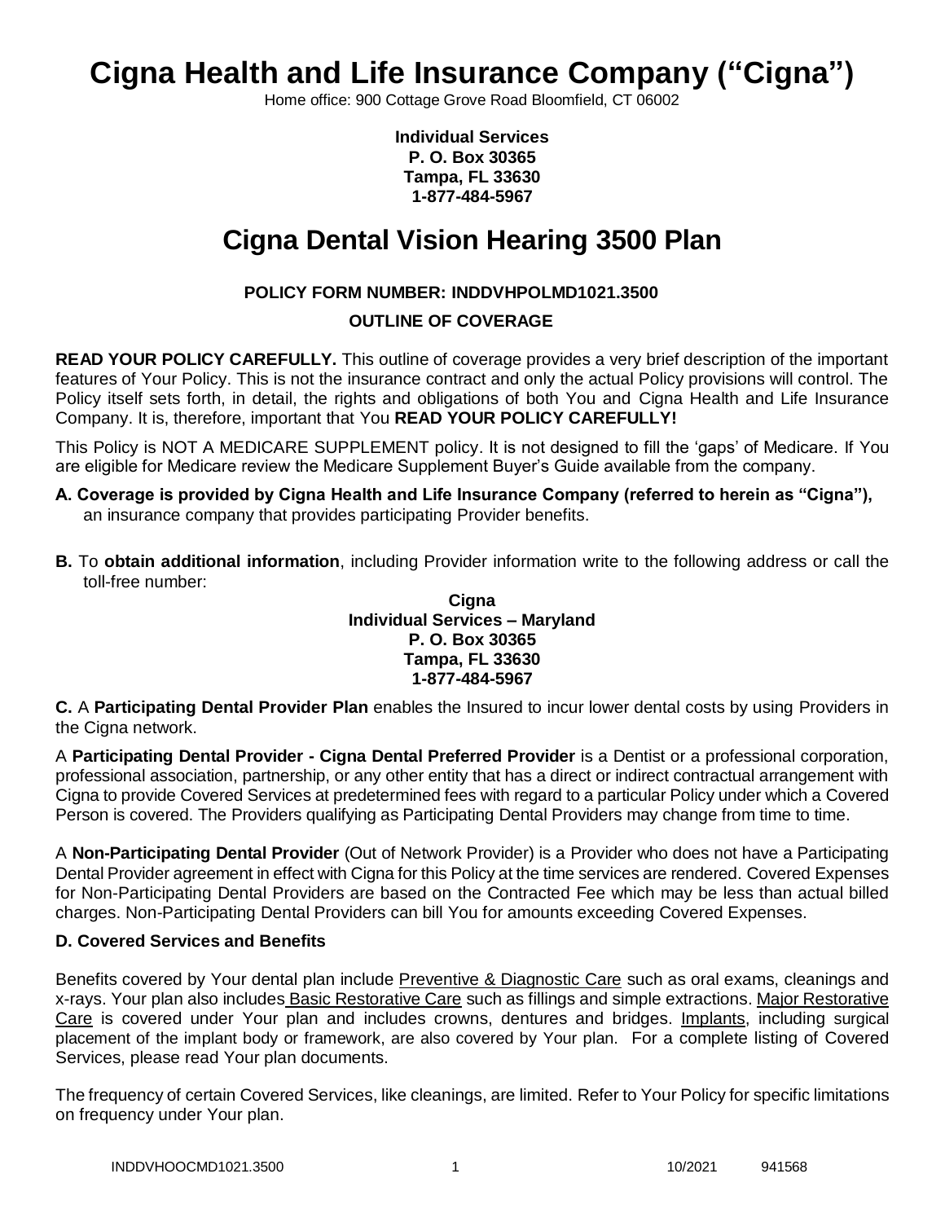# Cigna Health and Life Insurance Company ("Cigna")

Home office: 900 Cottage Grove Road Bloomfield, CT 06002

**Individual Services**
**P. O. Box 30365**
**Tampa, FL 33630**
**1-877-484-5967**

# Cigna Dental Vision Hearing 3500 Plan

**POLICY FORM NUMBER: INDDVHPOLMD1021.3500**

**OUTLINE OF COVERAGE**

**READ YOUR POLICY CAREFULLY.** This outline of coverage provides a very brief description of the important features of Your Policy. This is not the insurance contract and only the actual Policy provisions will control. The Policy itself sets forth, in detail, the rights and obligations of both You and Cigna Health and Life Insurance Company. It is, therefore, important that You **READ YOUR POLICY CAREFULLY!**

This Policy is NOT A MEDICARE SUPPLEMENT policy. It is not designed to fill the 'gaps' of Medicare. If You are eligible for Medicare review the Medicare Supplement Buyer's Guide available from the company.

**A. Coverage is provided by Cigna Health and Life Insurance Company (referred to herein as "Cigna"),** an insurance company that provides participating Provider benefits.

**B.** To **obtain additional information**, including Provider information write to the following address or call the toll-free number:

**Cigna**
**Individual Services – Maryland**
**P. O. Box 30365**
**Tampa, FL 33630**
**1-877-484-5967**

**C.** A **Participating Dental Provider Plan** enables the Insured to incur lower dental costs by using Providers in the Cigna network.

A **Participating Dental Provider - Cigna Dental Preferred Provider** is a Dentist or a professional corporation, professional association, partnership, or any other entity that has a direct or indirect contractual arrangement with Cigna to provide Covered Services at predetermined fees with regard to a particular Policy under which a Covered Person is covered. The Providers qualifying as Participating Dental Providers may change from time to time.

A **Non-Participating Dental Provider** (Out of Network Provider) is a Provider who does not have a Participating Dental Provider agreement in effect with Cigna for this Policy at the time services are rendered. Covered Expenses for Non-Participating Dental Providers are based on the Contracted Fee which may be less than actual billed charges. Non-Participating Dental Providers can bill You for amounts exceeding Covered Expenses.

**D. Covered Services and Benefits**

Benefits covered by Your dental plan include Preventive & Diagnostic Care such as oral exams, cleanings and x-rays. Your plan also includes Basic Restorative Care such as fillings and simple extractions. Major Restorative Care is covered under Your plan and includes crowns, dentures and bridges. Implants, including surgical placement of the implant body or framework, are also covered by Your plan. For a complete listing of Covered Services, please read Your plan documents.

The frequency of certain Covered Services, like cleanings, are limited. Refer to Your Policy for specific limitations on frequency under Your plan.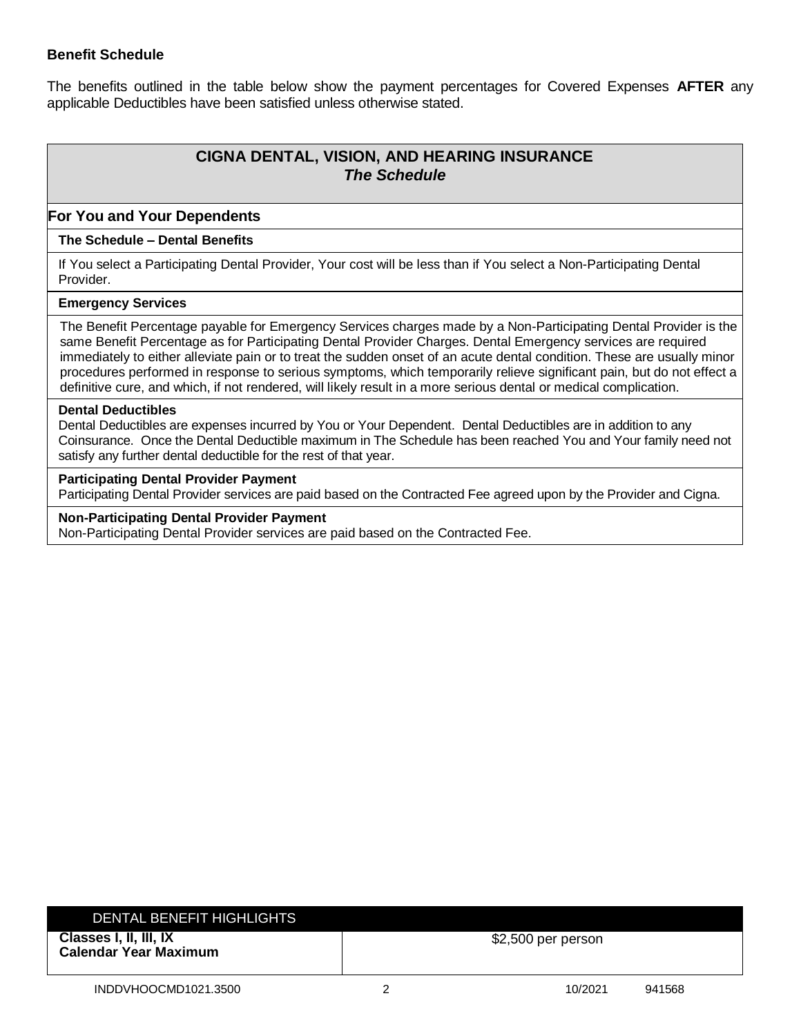### Benefit Schedule

The benefits outlined in the table below show the payment percentages for Covered Expenses **AFTER** any applicable Deductibles have been satisfied unless otherwise stated.

## CIGNA DENTAL, VISION, AND HEARING INSURANCE
### *The Schedule*

### For You and Your Dependents

**The Schedule – Dental Benefits**

If You select a Participating Dental Provider, Your cost will be less than if You select a Non-Participating Dental Provider.

**Emergency Services**

The Benefit Percentage payable for Emergency Services charges made by a Non-Participating Dental Provider is the same Benefit Percentage as for Participating Dental Provider Charges. Dental Emergency services are required immediately to either alleviate pain or to treat the sudden onset of an acute dental condition. These are usually minor procedures performed in response to serious symptoms, which temporarily relieve significant pain, but do not effect a definitive cure, and which, if not rendered, will likely result in a more serious dental or medical complication.

**Dental Deductibles**

Dental Deductibles are expenses incurred by You or Your Dependent. Dental Deductibles are in addition to any Coinsurance. Once the Dental Deductible maximum in The Schedule has been reached You and Your family need not satisfy any further dental deductible for the rest of that year.

**Participating Dental Provider Payment**

Participating Dental Provider services are paid based on the Contracted Fee agreed upon by the Provider and Cigna.

**Non-Participating Dental Provider Payment**

Non-Participating Dental Provider services are paid based on the Contracted Fee.

| DENTAL BENEFIT HIGHLIGHTS | |
|---|---|
| **Classes I, II, III, IX Calendar Year Maximum** | $2,500 per person |

INDDVHOOCMD1021.3500 10/2021 941568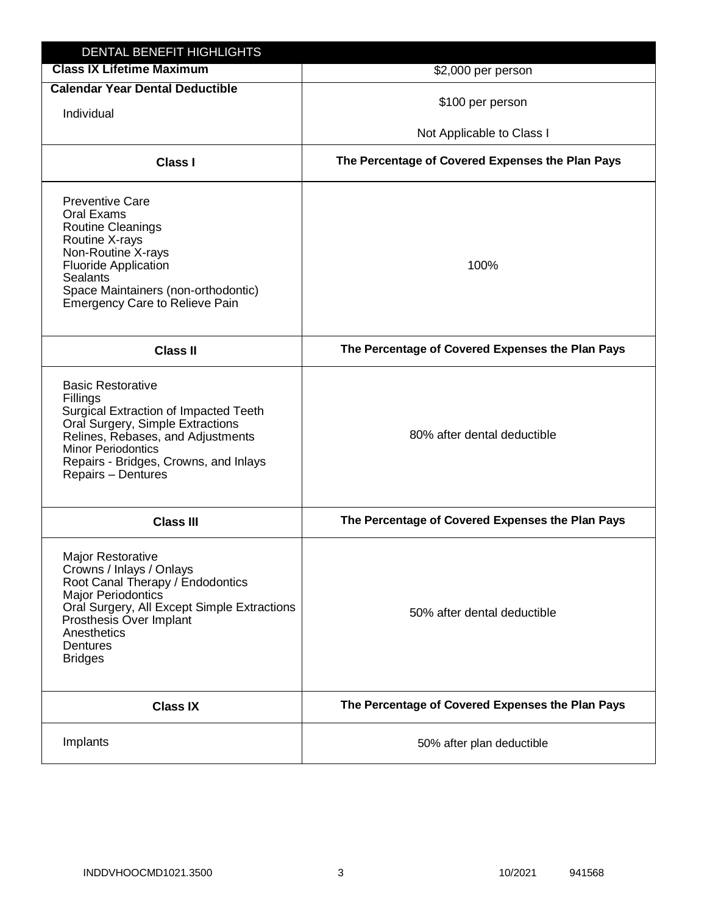| DENTAL BENEFIT HIGHLIGHTS | |
|---|---|
| **Class IX Lifetime Maximum** | $2,000 per person |
| **Calendar Year Dental Deductible**<br>Individual | $100 per person<br><br>Not Applicable to Class I |
| **Class I** | **The Percentage of Covered Expenses the Plan Pays** |
| Preventive Care<br>Oral Exams<br>Routine Cleanings<br>Routine X-rays<br>Non-Routine X-rays<br>Fluoride Application<br>Sealants<br>Space Maintainers (non-orthodontic)<br>Emergency Care to Relieve Pain | 100% |
| **Class II** | **The Percentage of Covered Expenses the Plan Pays** |
| Basic Restorative<br>Fillings<br>Surgical Extraction of Impacted Teeth<br>Oral Surgery, Simple Extractions<br>Relines, Rebases, and Adjustments<br>Minor Periodontics<br>Repairs - Bridges, Crowns, and Inlays<br>Repairs – Dentures | 80% after dental deductible |
| **Class III** | **The Percentage of Covered Expenses the Plan Pays** |
| Major Restorative<br>Crowns / Inlays / Onlays<br>Root Canal Therapy / Endodontics<br>Major Periodontics<br>Oral Surgery, All Except Simple Extractions<br>Prosthesis Over Implant<br>Anesthetics<br>Dentures<br>Bridges | 50% after dental deductible |
| **Class IX** | **The Percentage of Covered Expenses the Plan Pays** |
| Implants | 50% after plan deductible |

INDDVHOOCMD1021.3500 10/2021 941568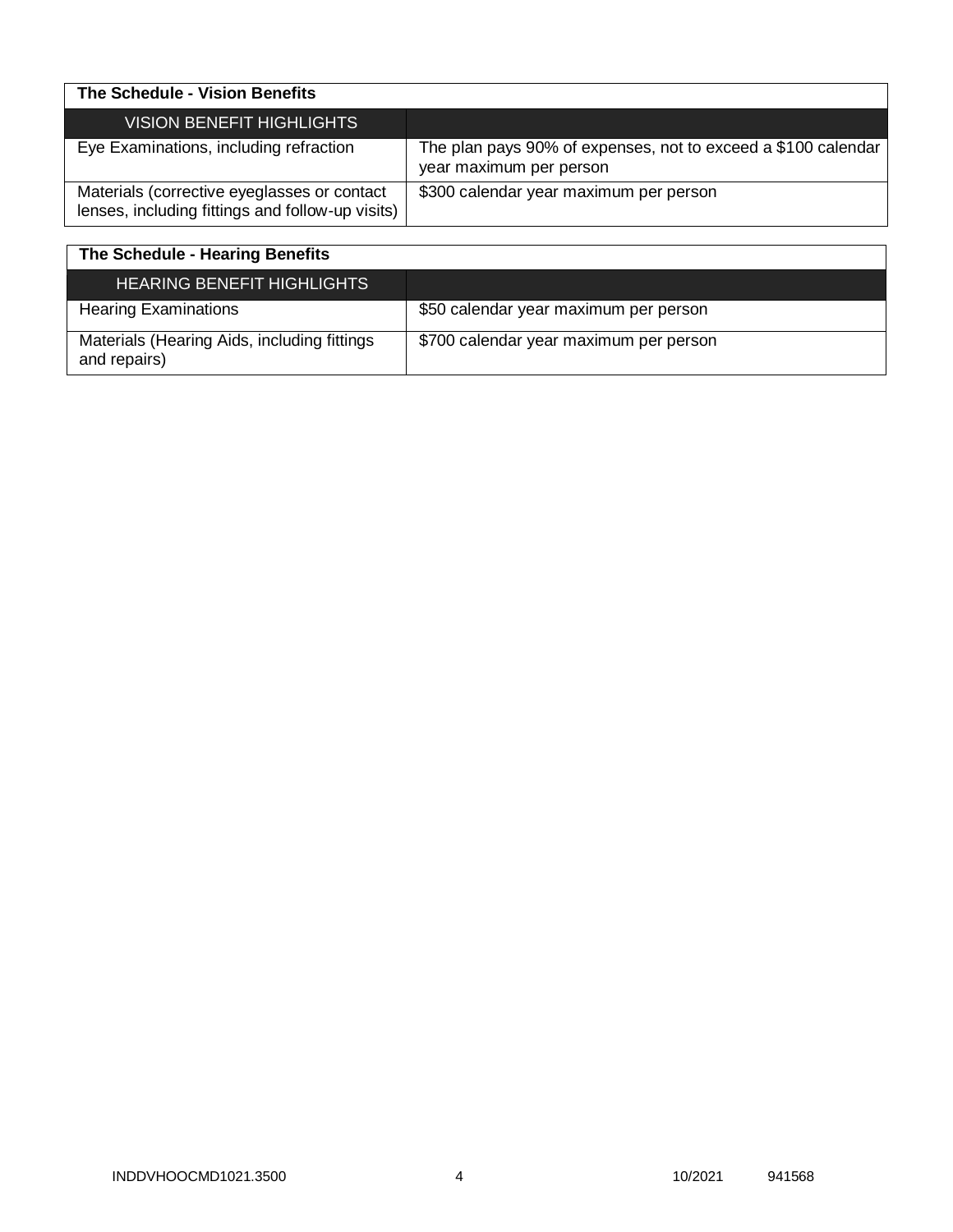| The Schedule - Vision Benefits | |
|---|---|
| VISION BENEFIT HIGHLIGHTS | |
| Eye Examinations, including refraction | The plan pays 90% of expenses, not to exceed a $100 calendar year maximum per person |
| Materials (corrective eyeglasses or contact lenses, including fittings and follow-up visits) | $300 calendar year maximum per person |

| The Schedule - Hearing Benefits | |
|---|---|
| HEARING BENEFIT HIGHLIGHTS | |
| Hearing Examinations | $50 calendar year maximum per person |
| Materials (Hearing Aids, including fittings and repairs) | $700 calendar year maximum per person |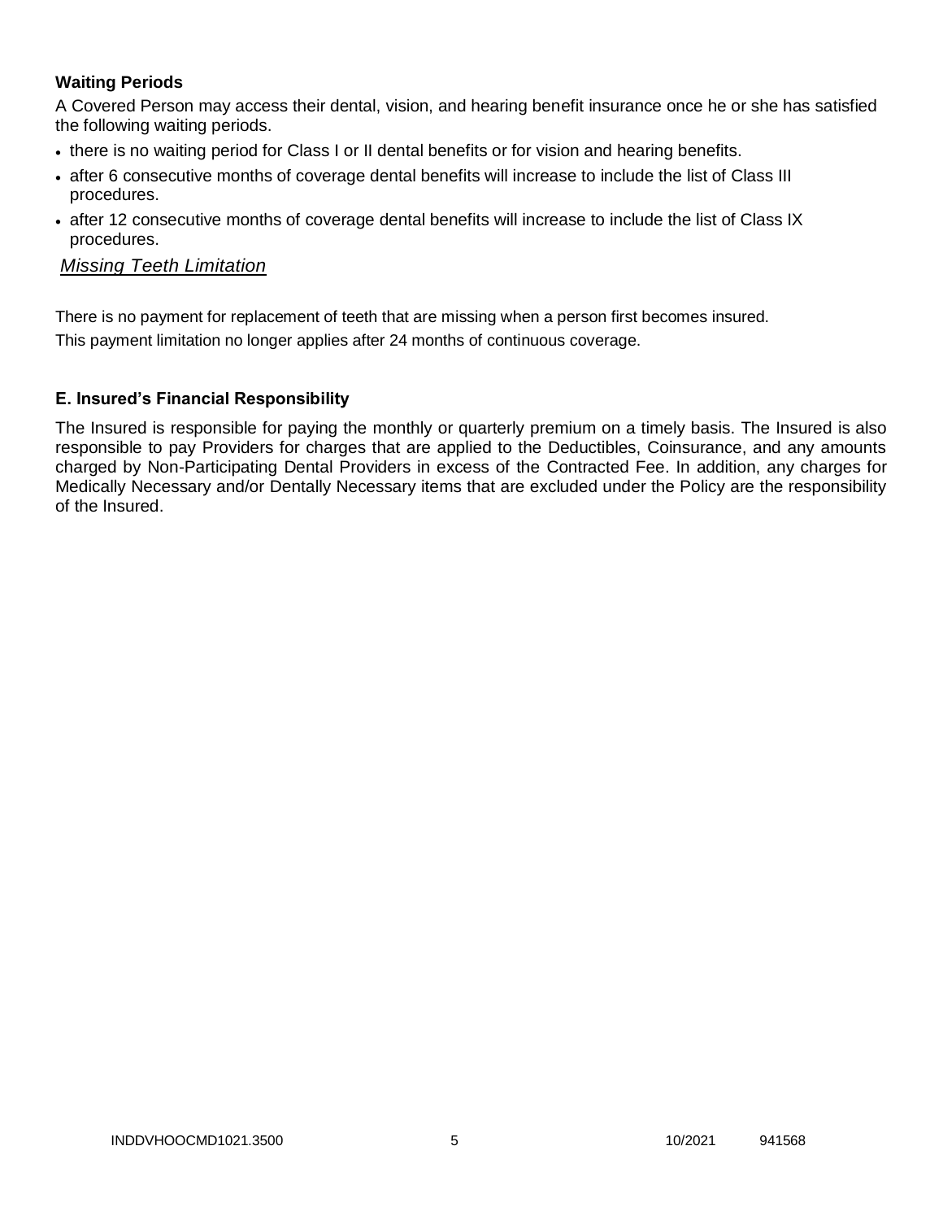**Waiting Periods**

A Covered Person may access their dental, vision, and hearing benefit insurance once he or she has satisfied the following waiting periods.

- there is no waiting period for Class I or II dental benefits or for vision and hearing benefits.
- after 6 consecutive months of coverage dental benefits will increase to include the list of Class III procedures.
- after 12 consecutive months of coverage dental benefits will increase to include the list of Class IX procedures.

*Missing Teeth Limitation*

There is no payment for replacement of teeth that are missing when a person first becomes insured.
This payment limitation no longer applies after 24 months of continuous coverage.

### E. Insured's Financial Responsibility

The Insured is responsible for paying the monthly or quarterly premium on a timely basis. The Insured is also responsible to pay Providers for charges that are applied to the Deductibles, Coinsurance, and any amounts charged by Non-Participating Dental Providers in excess of the Contracted Fee. In addition, any charges for Medically Necessary and/or Dentally Necessary items that are excluded under the Policy are the responsibility of the Insured.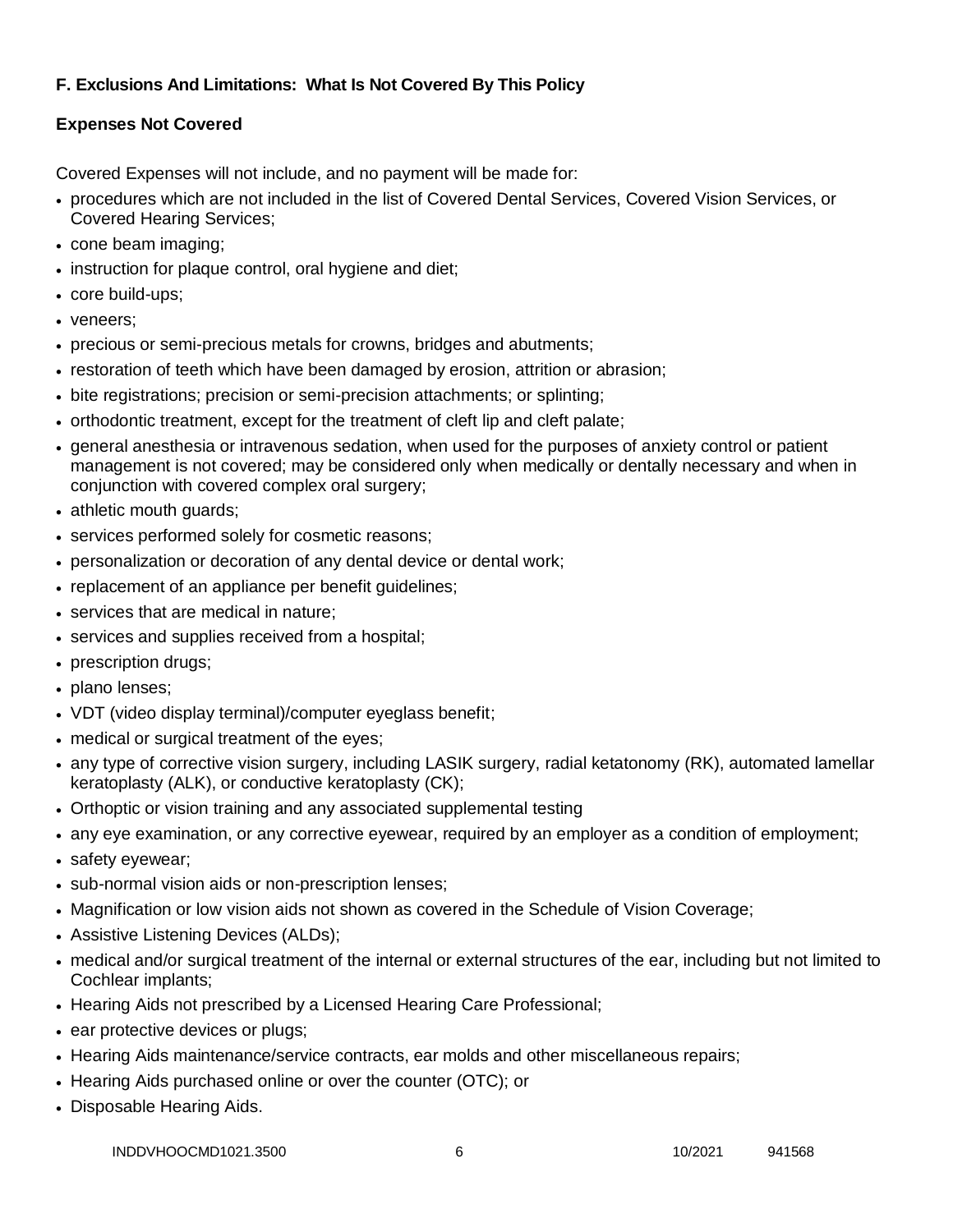### F. Exclusions And Limitations: What Is Not Covered By This Policy

#### Expenses Not Covered

Covered Expenses will not include, and no payment will be made for:

- procedures which are not included in the list of Covered Dental Services, Covered Vision Services, or Covered Hearing Services;
- cone beam imaging;
- instruction for plaque control, oral hygiene and diet;
- core build-ups;
- veneers;
- precious or semi-precious metals for crowns, bridges and abutments;
- restoration of teeth which have been damaged by erosion, attrition or abrasion;
- bite registrations; precision or semi-precision attachments; or splinting;
- orthodontic treatment, except for the treatment of cleft lip and cleft palate;
- general anesthesia or intravenous sedation, when used for the purposes of anxiety control or patient management is not covered; may be considered only when medically or dentally necessary and when in conjunction with covered complex oral surgery;
- athletic mouth guards;
- services performed solely for cosmetic reasons;
- personalization or decoration of any dental device or dental work;
- replacement of an appliance per benefit guidelines;
- services that are medical in nature;
- services and supplies received from a hospital;
- prescription drugs;
- plano lenses;
- VDT (video display terminal)/computer eyeglass benefit;
- medical or surgical treatment of the eyes;
- any type of corrective vision surgery, including LASIK surgery, radial ketatonomy (RK), automated lamellar keratoplasty (ALK), or conductive keratoplasty (CK);
- Orthoptic or vision training and any associated supplemental testing
- any eye examination, or any corrective eyewear, required by an employer as a condition of employment;
- safety eyewear;
- sub-normal vision aids or non-prescription lenses;
- Magnification or low vision aids not shown as covered in the Schedule of Vision Coverage;
- Assistive Listening Devices (ALDs);
- medical and/or surgical treatment of the internal or external structures of the ear, including but not limited to Cochlear implants;
- Hearing Aids not prescribed by a Licensed Hearing Care Professional;
- ear protective devices or plugs;
- Hearing Aids maintenance/service contracts, ear molds and other miscellaneous repairs;
- Hearing Aids purchased online or over the counter (OTC); or
- Disposable Hearing Aids.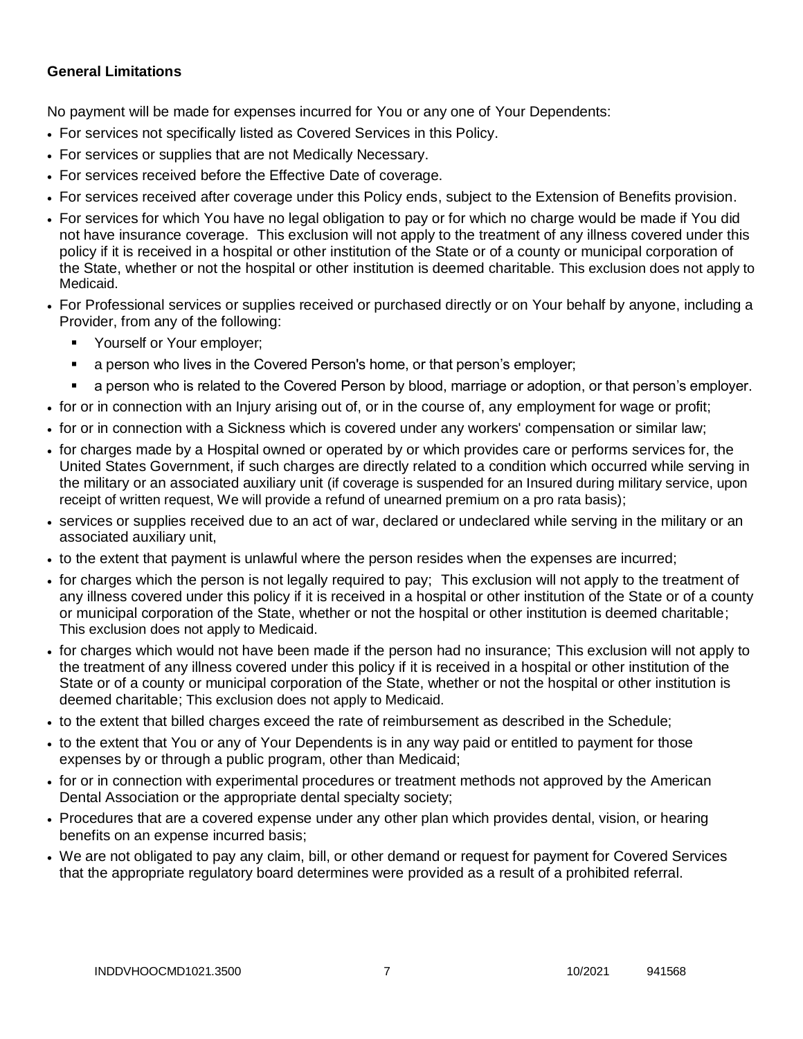**General Limitations**

No payment will be made for expenses incurred for You or any one of Your Dependents:

- For services not specifically listed as Covered Services in this Policy.
- For services or supplies that are not Medically Necessary.
- For services received before the Effective Date of coverage.
- For services received after coverage under this Policy ends, subject to the Extension of Benefits provision.
- For services for which You have no legal obligation to pay or for which no charge would be made if You did not have insurance coverage. This exclusion will not apply to the treatment of any illness covered under this policy if it is received in a hospital or other institution of the State or of a county or municipal corporation of the State, whether or not the hospital or other institution is deemed charitable. This exclusion does not apply to Medicaid.
- For Professional services or supplies received or purchased directly or on Your behalf by anyone, including a Provider, from any of the following:
  - Yourself or Your employer;
  - a person who lives in the Covered Person's home, or that person's employer;
  - a person who is related to the Covered Person by blood, marriage or adoption, or that person's employer.
- for or in connection with an Injury arising out of, or in the course of, any employment for wage or profit;
- for or in connection with a Sickness which is covered under any workers' compensation or similar law;
- for charges made by a Hospital owned or operated by or which provides care or performs services for, the United States Government, if such charges are directly related to a condition which occurred while serving in the military or an associated auxiliary unit (if coverage is suspended for an Insured during military service, upon receipt of written request, We will provide a refund of unearned premium on a pro rata basis);
- services or supplies received due to an act of war, declared or undeclared while serving in the military or an associated auxiliary unit,
- to the extent that payment is unlawful where the person resides when the expenses are incurred;
- for charges which the person is not legally required to pay; This exclusion will not apply to the treatment of any illness covered under this policy if it is received in a hospital or other institution of the State or of a county or municipal corporation of the State, whether or not the hospital or other institution is deemed charitable; This exclusion does not apply to Medicaid.
- for charges which would not have been made if the person had no insurance; This exclusion will not apply to the treatment of any illness covered under this policy if it is received in a hospital or other institution of the State or of a county or municipal corporation of the State, whether or not the hospital or other institution is deemed charitable; This exclusion does not apply to Medicaid.
- to the extent that billed charges exceed the rate of reimbursement as described in the Schedule;
- to the extent that You or any of Your Dependents is in any way paid or entitled to payment for those expenses by or through a public program, other than Medicaid;
- for or in connection with experimental procedures or treatment methods not approved by the American Dental Association or the appropriate dental specialty society;
- Procedures that are a covered expense under any other plan which provides dental, vision, or hearing benefits on an expense incurred basis;
- We are not obligated to pay any claim, bill, or other demand or request for payment for Covered Services that the appropriate regulatory board determines were provided as a result of a prohibited referral.

INDDVHOOCMD1021.3500 10/2021 941568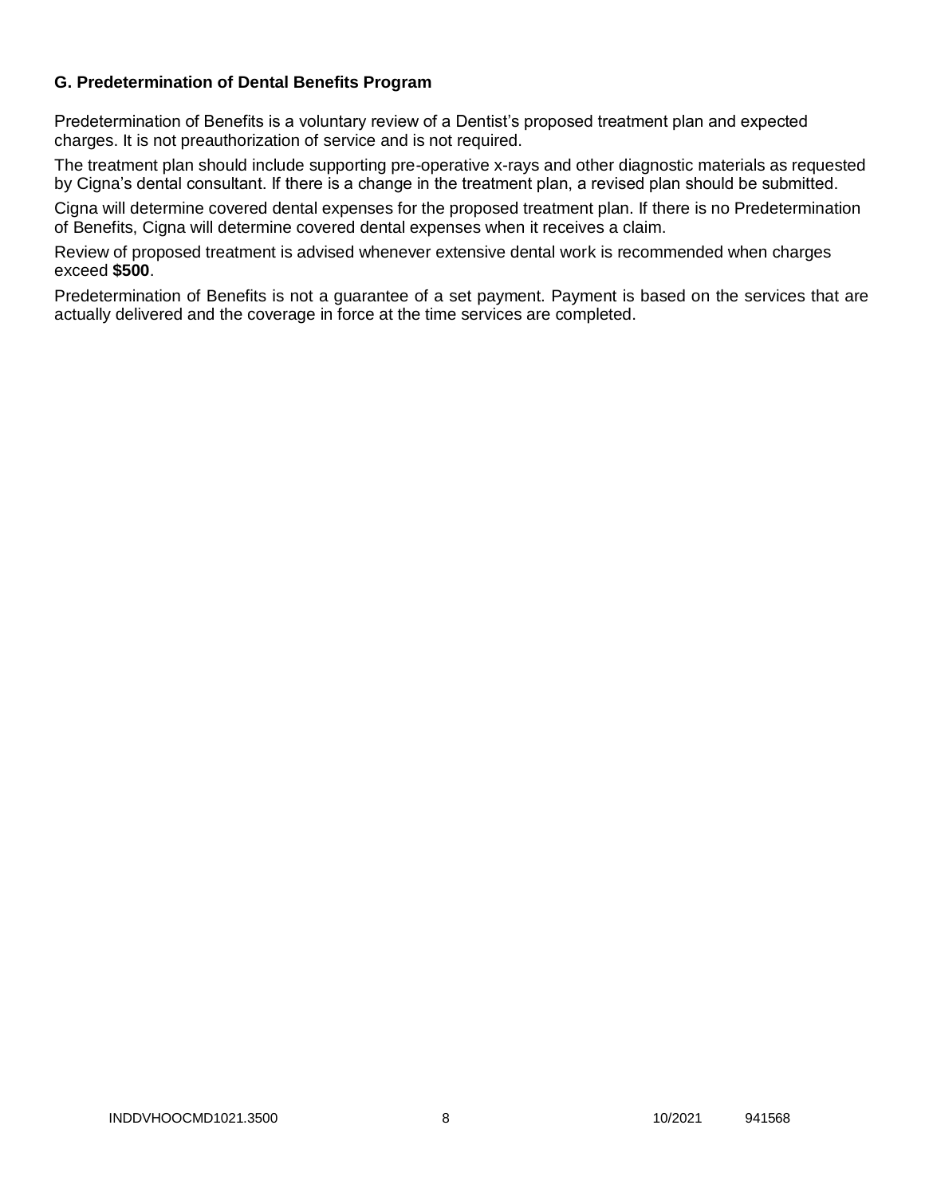### G. Predetermination of Dental Benefits Program

Predetermination of Benefits is a voluntary review of a Dentist's proposed treatment plan and expected charges. It is not preauthorization of service and is not required.

The treatment plan should include supporting pre-operative x-rays and other diagnostic materials as requested by Cigna's dental consultant. If there is a change in the treatment plan, a revised plan should be submitted.

Cigna will determine covered dental expenses for the proposed treatment plan. If there is no Predetermination of Benefits, Cigna will determine covered dental expenses when it receives a claim.

Review of proposed treatment is advised whenever extensive dental work is recommended when charges exceed **$500**.

Predetermination of Benefits is not a guarantee of a set payment. Payment is based on the services that are actually delivered and the coverage in force at the time services are completed.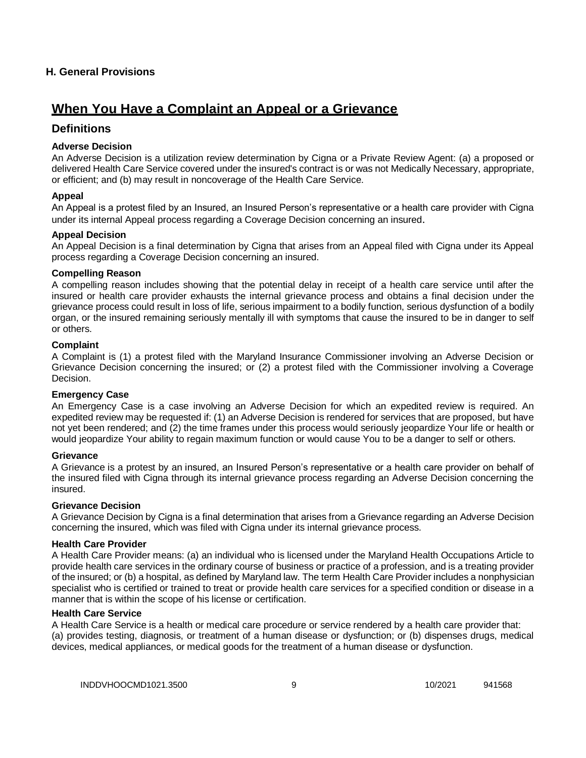## H. General Provisions

# When You Have a Complaint an Appeal or a Grievance

## Definitions

**Adverse Decision**

An Adverse Decision is a utilization review determination by Cigna or a Private Review Agent: (a) a proposed or delivered Health Care Service covered under the insured's contract is or was not Medically Necessary, appropriate, or efficient; and (b) may result in noncoverage of the Health Care Service.

**Appeal**

An Appeal is a protest filed by an Insured, an Insured Person's representative or a health care provider with Cigna under its internal Appeal process regarding a Coverage Decision concerning an insured.

**Appeal Decision**

An Appeal Decision is a final determination by Cigna that arises from an Appeal filed with Cigna under its Appeal process regarding a Coverage Decision concerning an insured.

**Compelling Reason**

A compelling reason includes showing that the potential delay in receipt of a health care service until after the insured or health care provider exhausts the internal grievance process and obtains a final decision under the grievance process could result in loss of life, serious impairment to a bodily function, serious dysfunction of a bodily organ, or the insured remaining seriously mentally ill with symptoms that cause the insured to be in danger to self or others.

**Complaint**

A Complaint is (1) a protest filed with the Maryland Insurance Commissioner involving an Adverse Decision or Grievance Decision concerning the insured; or (2) a protest filed with the Commissioner involving a Coverage Decision.

**Emergency Case**

An Emergency Case is a case involving an Adverse Decision for which an expedited review is required. An expedited review may be requested if: (1) an Adverse Decision is rendered for services that are proposed, but have not yet been rendered; and (2) the time frames under this process would seriously jeopardize Your life or health or would jeopardize Your ability to regain maximum function or would cause You to be a danger to self or others.

**Grievance**

A Grievance is a protest by an insured, an Insured Person's representative or a health care provider on behalf of the insured filed with Cigna through its internal grievance process regarding an Adverse Decision concerning the insured.

**Grievance Decision**

A Grievance Decision by Cigna is a final determination that arises from a Grievance regarding an Adverse Decision concerning the insured, which was filed with Cigna under its internal grievance process.

**Health Care Provider**

A Health Care Provider means: (a) an individual who is licensed under the Maryland Health Occupations Article to provide health care services in the ordinary course of business or practice of a profession, and is a treating provider of the insured; or (b) a hospital, as defined by Maryland law. The term Health Care Provider includes a nonphysician specialist who is certified or trained to treat or provide health care services for a specified condition or disease in a manner that is within the scope of his license or certification.

**Health Care Service**

A Health Care Service is a health or medical care procedure or service rendered by a health care provider that: (a) provides testing, diagnosis, or treatment of a human disease or dysfunction; or (b) dispenses drugs, medical devices, medical appliances, or medical goods for the treatment of a human disease or dysfunction.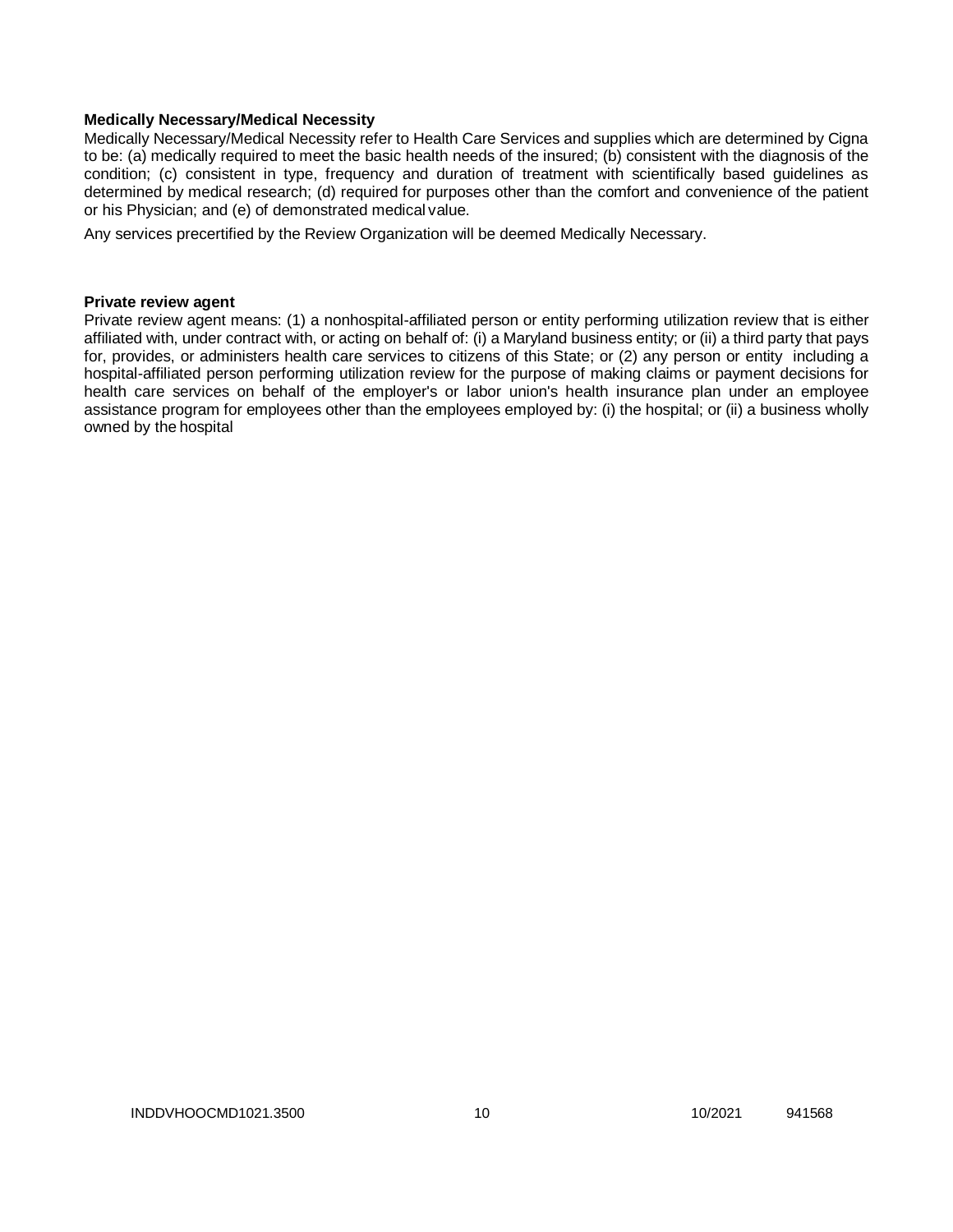**Medically Necessary/Medical Necessity**

Medically Necessary/Medical Necessity refer to Health Care Services and supplies which are determined by Cigna to be: (a) medically required to meet the basic health needs of the insured; (b) consistent with the diagnosis of the condition; (c) consistent in type, frequency and duration of treatment with scientifically based guidelines as determined by medical research; (d) required for purposes other than the comfort and convenience of the patient or his Physician; and (e) of demonstrated medical value.

Any services precertified by the Review Organization will be deemed Medically Necessary.

**Private review agent**

Private review agent means: (1) a nonhospital-affiliated person or entity performing utilization review that is either affiliated with, under contract with, or acting on behalf of: (i) a Maryland business entity; or (ii) a third party that pays for, provides, or administers health care services to citizens of this State; or (2) any person or entity including a hospital-affiliated person performing utilization review for the purpose of making claims or payment decisions for health care services on behalf of the employer's or labor union's health insurance plan under an employee assistance program for employees other than the employees employed by: (i) the hospital; or (ii) a business wholly owned by the hospital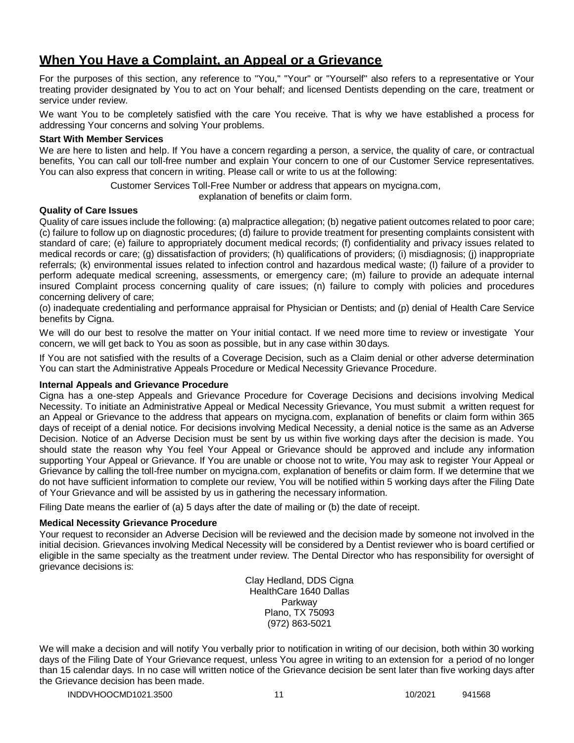## When You Have a Complaint, an Appeal or a Grievance

For the purposes of this section, any reference to "You," "Your" or "Yourself" also refers to a representative or Your treating provider designated by You to act on Your behalf; and licensed Dentists depending on the care, treatment or service under review.

We want You to be completely satisfied with the care You receive. That is why we have established a process for addressing Your concerns and solving Your problems.

**Start With Member Services**

We are here to listen and help. If You have a concern regarding a person, a service, the quality of care, or contractual benefits, You can call our toll-free number and explain Your concern to one of our Customer Service representatives. You can also express that concern in writing. Please call or write to us at the following:

Customer Services Toll-Free Number or address that appears on mycigna.com, explanation of benefits or claim form.

**Quality of Care Issues**

Quality of care issues include the following: (a) malpractice allegation; (b) negative patient outcomes related to poor care; (c) failure to follow up on diagnostic procedures; (d) failure to provide treatment for presenting complaints consistent with standard of care; (e) failure to appropriately document medical records; (f) confidentiality and privacy issues related to medical records or care; (g) dissatisfaction of providers; (h) qualifications of providers; (i) misdiagnosis; (j) inappropriate referrals; (k) environmental issues related to infection control and hazardous medical waste; (l) failure of a provider to perform adequate medical screening, assessments, or emergency care; (m) failure to provide an adequate internal insured Complaint process concerning quality of care issues; (n) failure to comply with policies and procedures concerning delivery of care;

(o) inadequate credentialing and performance appraisal for Physician or Dentists; and (p) denial of Health Care Service benefits by Cigna.

We will do our best to resolve the matter on Your initial contact. If we need more time to review or investigate Your concern, we will get back to You as soon as possible, but in any case within 30 days.

If You are not satisfied with the results of a Coverage Decision, such as a Claim denial or other adverse determination You can start the Administrative Appeals Procedure or Medical Necessity Grievance Procedure.

**Internal Appeals and Grievance Procedure**

Cigna has a one-step Appeals and Grievance Procedure for Coverage Decisions and decisions involving Medical Necessity. To initiate an Administrative Appeal or Medical Necessity Grievance, You must submit a written request for an Appeal or Grievance to the address that appears on mycigna.com, explanation of benefits or claim form within 365 days of receipt of a denial notice. For decisions involving Medical Necessity, a denial notice is the same as an Adverse Decision. Notice of an Adverse Decision must be sent by us within five working days after the decision is made. You should state the reason why You feel Your Appeal or Grievance should be approved and include any information supporting Your Appeal or Grievance. If You are unable or choose not to write, You may ask to register Your Appeal or Grievance by calling the toll-free number on mycigna.com, explanation of benefits or claim form. If we determine that we do not have sufficient information to complete our review, You will be notified within 5 working days after the Filing Date of Your Grievance and will be assisted by us in gathering the necessary information.

Filing Date means the earlier of (a) 5 days after the date of mailing or (b) the date of receipt.

**Medical Necessity Grievance Procedure**

Your request to reconsider an Adverse Decision will be reviewed and the decision made by someone not involved in the initial decision. Grievances involving Medical Necessity will be considered by a Dentist reviewer who is board certified or eligible in the same specialty as the treatment under review. The Dental Director who has responsibility for oversight of grievance decisions is:

Clay Hedland, DDS Cigna
HealthCare 1640 Dallas
Parkway
Plano, TX 75093
(972) 863-5021

We will make a decision and will notify You verbally prior to notification in writing of our decision, both within 30 working days of the Filing Date of Your Grievance request, unless You agree in writing to an extension for a period of no longer than 15 calendar days. In no case will written notice of the Grievance decision be sent later than five working days after the Grievance decision has been made.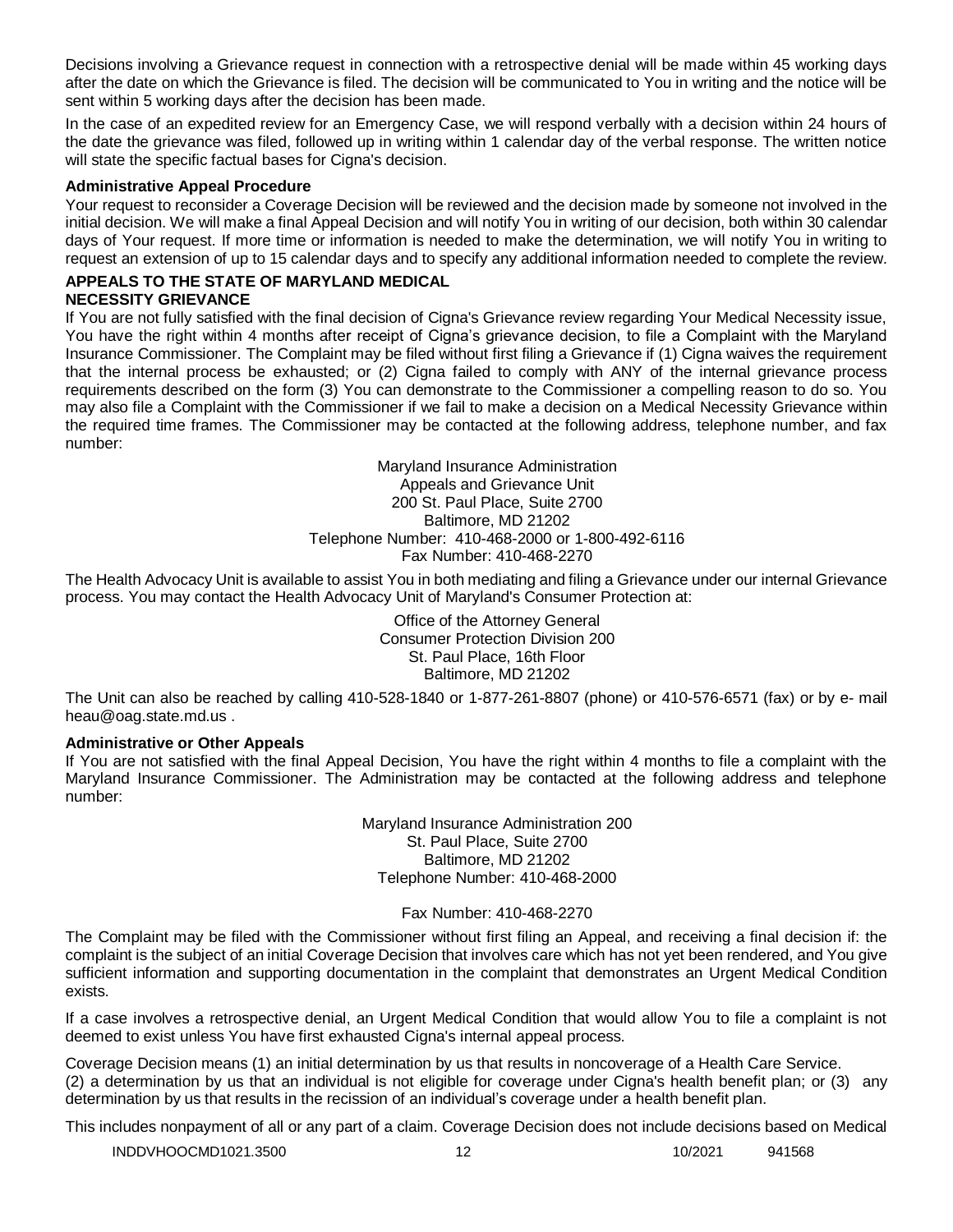Decisions involving a Grievance request in connection with a retrospective denial will be made within 45 working days after the date on which the Grievance is filed. The decision will be communicated to You in writing and the notice will be sent within 5 working days after the decision has been made.

In the case of an expedited review for an Emergency Case, we will respond verbally with a decision within 24 hours of the date the grievance was filed, followed up in writing within 1 calendar day of the verbal response. The written notice will state the specific factual bases for Cigna's decision.

**Administrative Appeal Procedure**

Your request to reconsider a Coverage Decision will be reviewed and the decision made by someone not involved in the initial decision. We will make a final Appeal Decision and will notify You in writing of our decision, both within 30 calendar days of Your request. If more time or information is needed to make the determination, we will notify You in writing to request an extension of up to 15 calendar days and to specify any additional information needed to complete the review.

**APPEALS TO THE STATE OF MARYLAND MEDICAL NECESSITY GRIEVANCE**

If You are not fully satisfied with the final decision of Cigna's Grievance review regarding Your Medical Necessity issue, You have the right within 4 months after receipt of Cigna's grievance decision, to file a Complaint with the Maryland Insurance Commissioner. The Complaint may be filed without first filing a Grievance if (1) Cigna waives the requirement that the internal process be exhausted; or (2) Cigna failed to comply with ANY of the internal grievance process requirements described on the form (3) You can demonstrate to the Commissioner a compelling reason to do so. You may also file a Complaint with the Commissioner if we fail to make a decision on a Medical Necessity Grievance within the required time frames. The Commissioner may be contacted at the following address, telephone number, and fax number:

Maryland Insurance Administration
Appeals and Grievance Unit
200 St. Paul Place, Suite 2700
Baltimore, MD 21202
Telephone Number: 410-468-2000 or 1-800-492-6116
Fax Number: 410-468-2270

The Health Advocacy Unit is available to assist You in both mediating and filing a Grievance under our internal Grievance process. You may contact the Health Advocacy Unit of Maryland's Consumer Protection at:

Office of the Attorney General
Consumer Protection Division 200
St. Paul Place, 16th Floor
Baltimore, MD 21202

The Unit can also be reached by calling 410-528-1840 or 1-877-261-8807 (phone) or 410-576-6571 (fax) or by e- mail heau@oag.state.md.us .

**Administrative or Other Appeals**

If You are not satisfied with the final Appeal Decision, You have the right within 4 months to file a complaint with the Maryland Insurance Commissioner. The Administration may be contacted at the following address and telephone number:

Maryland Insurance Administration 200
St. Paul Place, Suite 2700
Baltimore, MD 21202
Telephone Number: 410-468-2000

Fax Number: 410-468-2270

The Complaint may be filed with the Commissioner without first filing an Appeal, and receiving a final decision if: the complaint is the subject of an initial Coverage Decision that involves care which has not yet been rendered, and You give sufficient information and supporting documentation in the complaint that demonstrates an Urgent Medical Condition exists.

If a case involves a retrospective denial, an Urgent Medical Condition that would allow You to file a complaint is not deemed to exist unless You have first exhausted Cigna's internal appeal process.

Coverage Decision means (1) an initial determination by us that results in noncoverage of a Health Care Service. (2) a determination by us that an individual is not eligible for coverage under Cigna's health benefit plan; or (3) any determination by us that results in the recission of an individual's coverage under a health benefit plan.

This includes nonpayment of all or any part of a claim. Coverage Decision does not include decisions based on Medical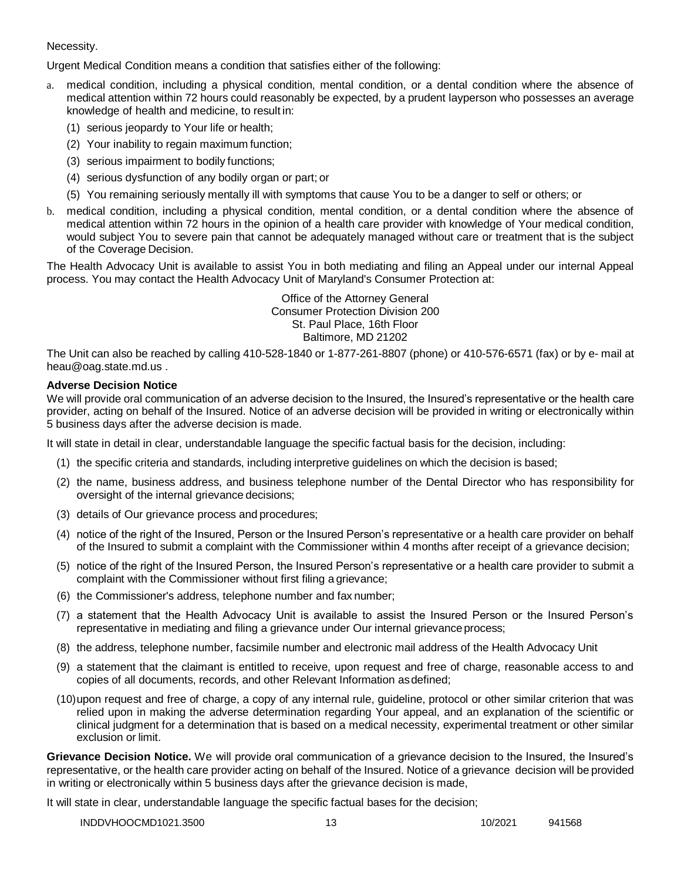Necessity.

Urgent Medical Condition means a condition that satisfies either of the following:

a. medical condition, including a physical condition, mental condition, or a dental condition where the absence of medical attention within 72 hours could reasonably be expected, by a prudent layperson who possesses an average knowledge of health and medicine, to result in:
   (1) serious jeopardy to Your life or health;
   (2) Your inability to regain maximum function;
   (3) serious impairment to bodily functions;
   (4) serious dysfunction of any bodily organ or part; or
   (5) You remaining seriously mentally ill with symptoms that cause You to be a danger to self or others; or
b. medical condition, including a physical condition, mental condition, or a dental condition where the absence of medical attention within 72 hours in the opinion of a health care provider with knowledge of Your medical condition, would subject You to severe pain that cannot be adequately managed without care or treatment that is the subject of the Coverage Decision.

The Health Advocacy Unit is available to assist You in both mediating and filing an Appeal under our internal Appeal process. You may contact the Health Advocacy Unit of Maryland's Consumer Protection at:

Office of the Attorney General
Consumer Protection Division 200
St. Paul Place, 16th Floor
Baltimore, MD 21202

The Unit can also be reached by calling 410-528-1840 or 1-877-261-8807 (phone) or 410-576-6571 (fax) or by e- mail at heau@oag.state.md.us .

**Adverse Decision Notice**

We will provide oral communication of an adverse decision to the Insured, the Insured's representative or the health care provider, acting on behalf of the Insured. Notice of an adverse decision will be provided in writing or electronically within 5 business days after the adverse decision is made.

It will state in detail in clear, understandable language the specific factual basis for the decision, including:

(1) the specific criteria and standards, including interpretive guidelines on which the decision is based;

(2) the name, business address, and business telephone number of the Dental Director who has responsibility for oversight of the internal grievance decisions;

(3) details of Our grievance process and procedures;

(4) notice of the right of the Insured, Person or the Insured Person's representative or a health care provider on behalf of the Insured to submit a complaint with the Commissioner within 4 months after receipt of a grievance decision;

(5) notice of the right of the Insured Person, the Insured Person's representative or a health care provider to submit a complaint with the Commissioner without first filing a grievance;

(6) the Commissioner's address, telephone number and fax number;

(7) a statement that the Health Advocacy Unit is available to assist the Insured Person or the Insured Person's representative in mediating and filing a grievance under Our internal grievance process;

(8) the address, telephone number, facsimile number and electronic mail address of the Health Advocacy Unit

(9) a statement that the claimant is entitled to receive, upon request and free of charge, reasonable access to and copies of all documents, records, and other Relevant Information as defined;

(10) upon request and free of charge, a copy of any internal rule, guideline, protocol or other similar criterion that was relied upon in making the adverse determination regarding Your appeal, and an explanation of the scientific or clinical judgment for a determination that is based on a medical necessity, experimental treatment or other similar exclusion or limit.

**Grievance Decision Notice.** We will provide oral communication of a grievance decision to the Insured, the Insured's representative, or the health care provider acting on behalf of the Insured. Notice of a grievance decision will be provided in writing or electronically within 5 business days after the grievance decision is made,

It will state in clear, understandable language the specific factual bases for the decision;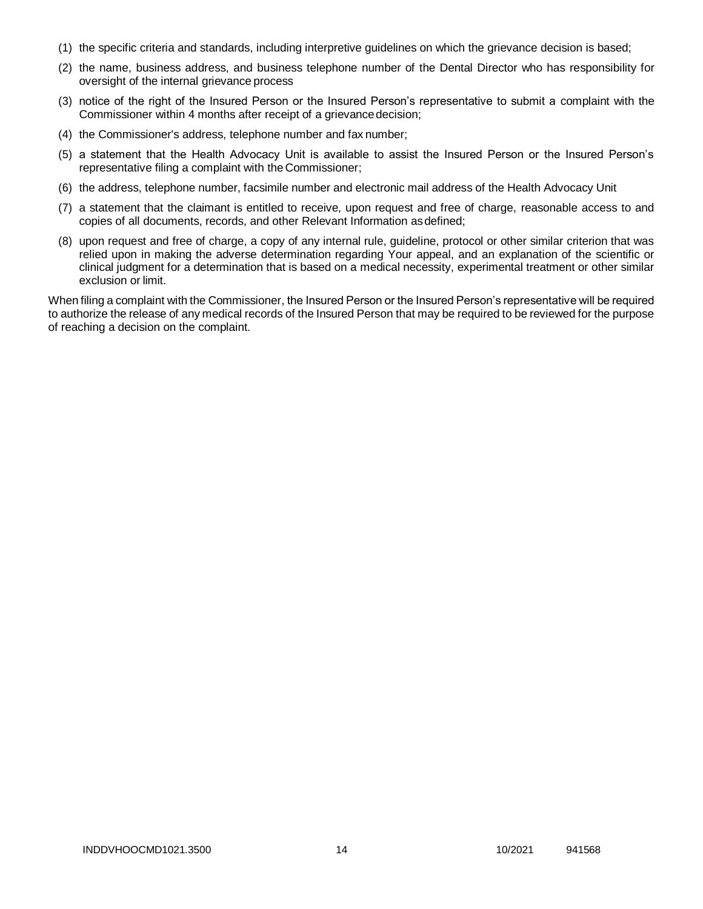(1) the specific criteria and standards, including interpretive guidelines on which the grievance decision is based;

(2) the name, business address, and business telephone number of the Dental Director who has responsibility for oversight of the internal grievance process

(3) notice of the right of the Insured Person or the Insured Person's representative to submit a complaint with the Commissioner within 4 months after receipt of a grievance decision;

(4) the Commissioner's address, telephone number and fax number;

(5) a statement that the Health Advocacy Unit is available to assist the Insured Person or the Insured Person's representative filing a complaint with the Commissioner;

(6) the address, telephone number, facsimile number and electronic mail address of the Health Advocacy Unit

(7) a statement that the claimant is entitled to receive, upon request and free of charge, reasonable access to and copies of all documents, records, and other Relevant Information as defined;

(8) upon request and free of charge, a copy of any internal rule, guideline, protocol or other similar criterion that was relied upon in making the adverse determination regarding Your appeal, and an explanation of the scientific or clinical judgment for a determination that is based on a medical necessity, experimental treatment or other similar exclusion or limit.

When filing a complaint with the Commissioner, the Insured Person or the Insured Person's representative will be required to authorize the release of any medical records of the Insured Person that may be required to be reviewed for the purpose of reaching a decision on the complaint.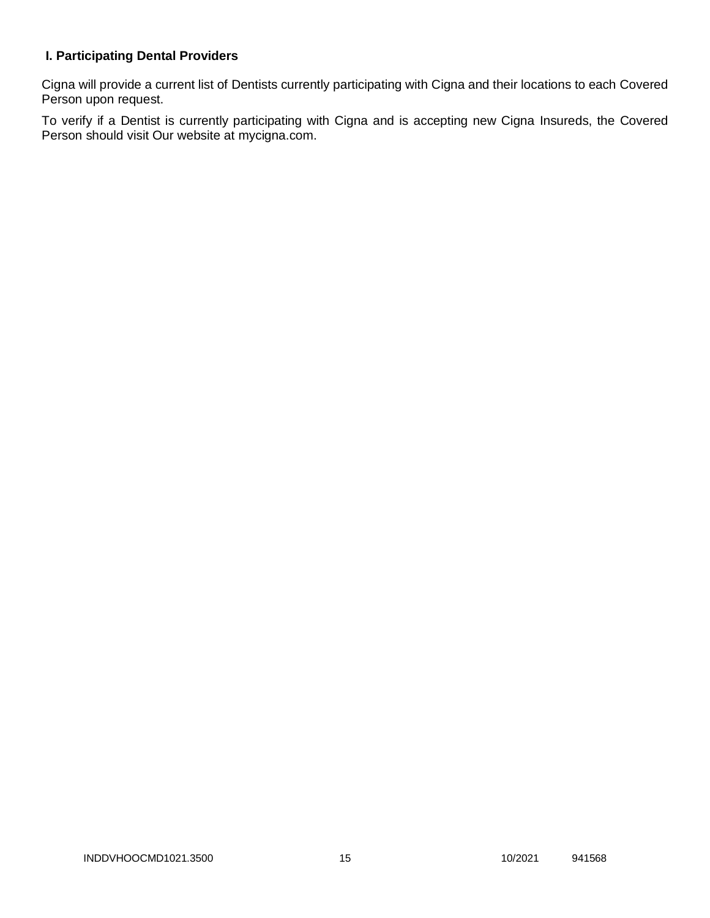### I. Participating Dental Providers

Cigna will provide a current list of Dentists currently participating with Cigna and their locations to each Covered Person upon request.

To verify if a Dentist is currently participating with Cigna and is accepting new Cigna Insureds, the Covered Person should visit Our website at mycigna.com.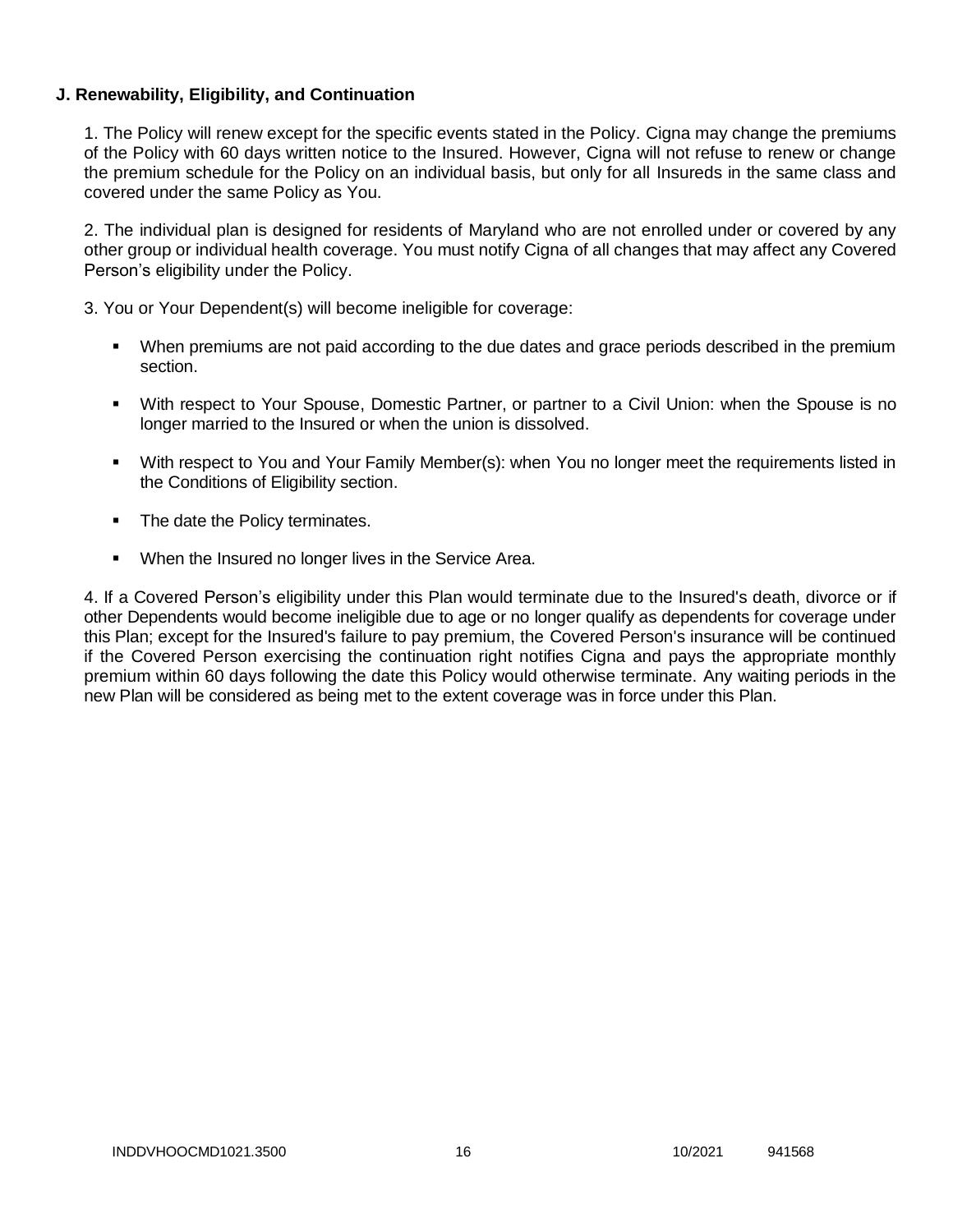**J. Renewability, Eligibility, and Continuation**

1. The Policy will renew except for the specific events stated in the Policy. Cigna may change the premiums of the Policy with 60 days written notice to the Insured. However, Cigna will not refuse to renew or change the premium schedule for the Policy on an individual basis, but only for all Insureds in the same class and covered under the same Policy as You.

2. The individual plan is designed for residents of Maryland who are not enrolled under or covered by any other group or individual health coverage. You must notify Cigna of all changes that may affect any Covered Person's eligibility under the Policy.

3. You or Your Dependent(s) will become ineligible for coverage:

- When premiums are not paid according to the due dates and grace periods described in the premium section.
- With respect to Your Spouse, Domestic Partner, or partner to a Civil Union: when the Spouse is no longer married to the Insured or when the union is dissolved.
- With respect to You and Your Family Member(s): when You no longer meet the requirements listed in the Conditions of Eligibility section.
- The date the Policy terminates.
- When the Insured no longer lives in the Service Area.

4. If a Covered Person's eligibility under this Plan would terminate due to the Insured's death, divorce or if other Dependents would become ineligible due to age or no longer qualify as dependents for coverage under this Plan; except for the Insured's failure to pay premium, the Covered Person's insurance will be continued if the Covered Person exercising the continuation right notifies Cigna and pays the appropriate monthly premium within 60 days following the date this Policy would otherwise terminate. Any waiting periods in the new Plan will be considered as being met to the extent coverage was in force under this Plan.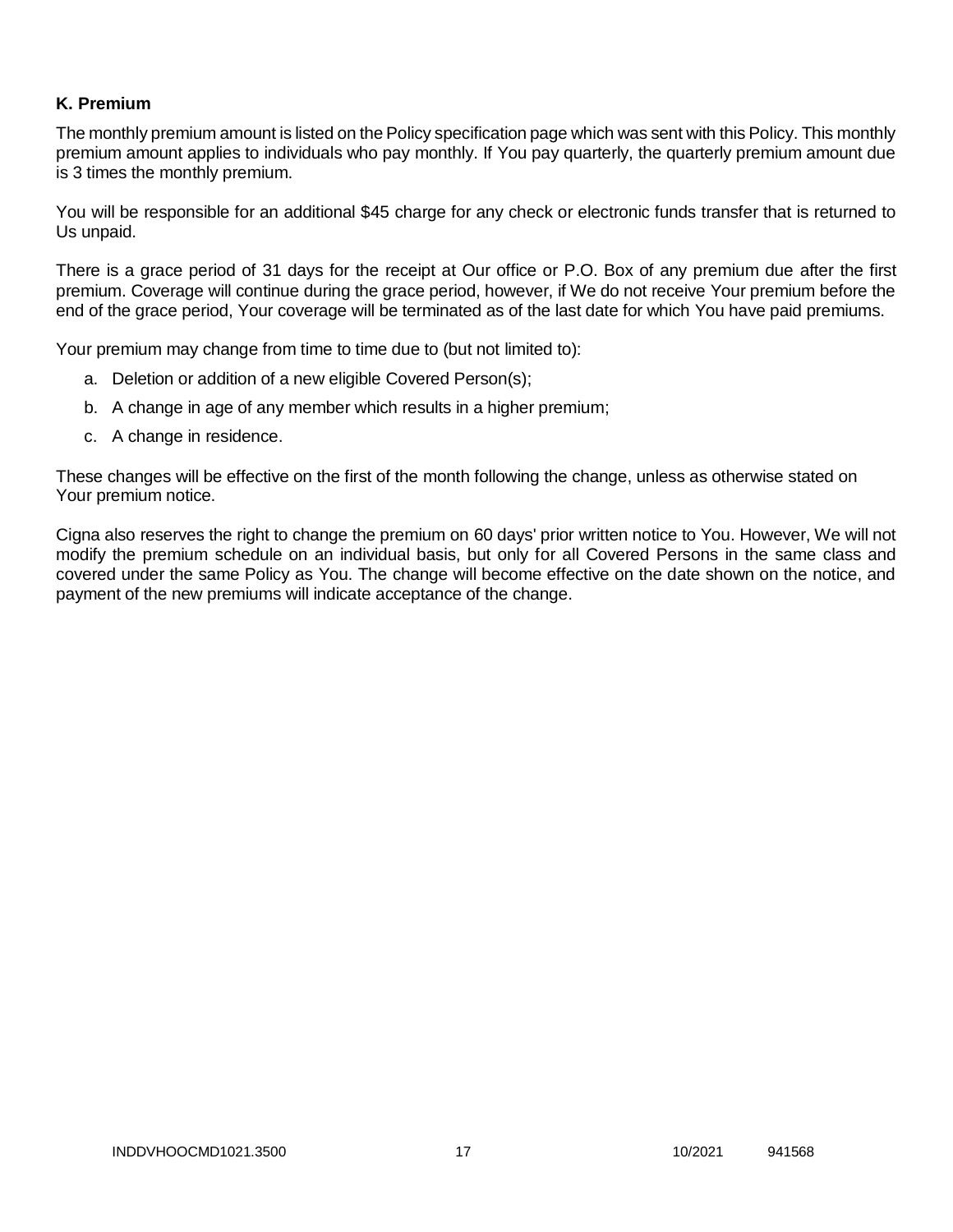### K. Premium

The monthly premium amount is listed on the Policy specification page which was sent with this Policy. This monthly premium amount applies to individuals who pay monthly. If You pay quarterly, the quarterly premium amount due is 3 times the monthly premium.

You will be responsible for an additional $45 charge for any check or electronic funds transfer that is returned to Us unpaid.

There is a grace period of 31 days for the receipt at Our office or P.O. Box of any premium due after the first premium. Coverage will continue during the grace period, however, if We do not receive Your premium before the end of the grace period, Your coverage will be terminated as of the last date for which You have paid premiums.

Your premium may change from time to time due to (but not limited to):

a. Deletion or addition of a new eligible Covered Person(s);
b. A change in age of any member which results in a higher premium;
c. A change in residence.

These changes will be effective on the first of the month following the change, unless as otherwise stated on Your premium notice.

Cigna also reserves the right to change the premium on 60 days' prior written notice to You. However, We will not modify the premium schedule on an individual basis, but only for all Covered Persons in the same class and covered under the same Policy as You. The change will become effective on the date shown on the notice, and payment of the new premiums will indicate acceptance of the change.